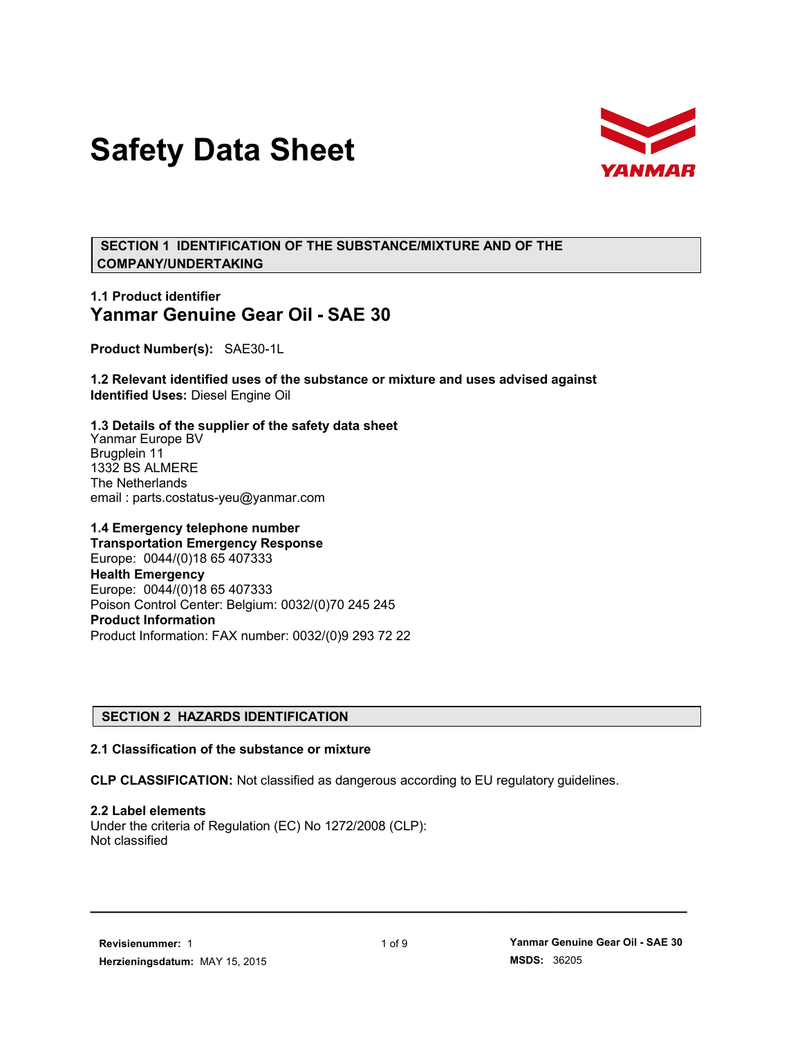# Safety Data Sheet

## SECTION 1 IDENTIFICATION OF THE SUBSTANCE/MIXTURE AND OF THE COMPANY/UNDERTAKING

### 1.1 Product identifier

## Yanmar Genuine Gear Oil - SAE 30

**Product Number(s):** SAE30-1L

### 1.2 Relevant identified uses of the substance or mixture and uses advised against

**Identified Uses:** Diesel Engine Oil

### 1.3 Details of the supplier of the safety data sheet

Yanmar Europe BV  
Brugplein 11  
1332 BS ALMERE  
The Netherlands  
email : parts.costatus-yeu@yanmar.com

### 1.4 Emergency telephone number

**Transportation Emergency Response**  
Europe: 0044/(0)18 65 407333  
**Health Emergency**  
Europe: 0044/(0)18 65 407333  
Poison Control Center: Belgium: 0032/(0)70 245 245  
**Product Information**  
Product Information: FAX number: 0032/(0)9 293 72 22

## SECTION 2 HAZARDS IDENTIFICATION

### 2.1 Classification of the substance or mixture

**CLP CLASSIFICATION:** Not classified as dangerous according to EU regulatory guidelines.

### 2.2 Label elements

Under the criteria of Regulation (EC) No 1272/2008 (CLP):  
Not classified

**Revisienummer:** 1  
**Herzieningsdatum:** MAY 15, 2015  
**MSDS:** 36205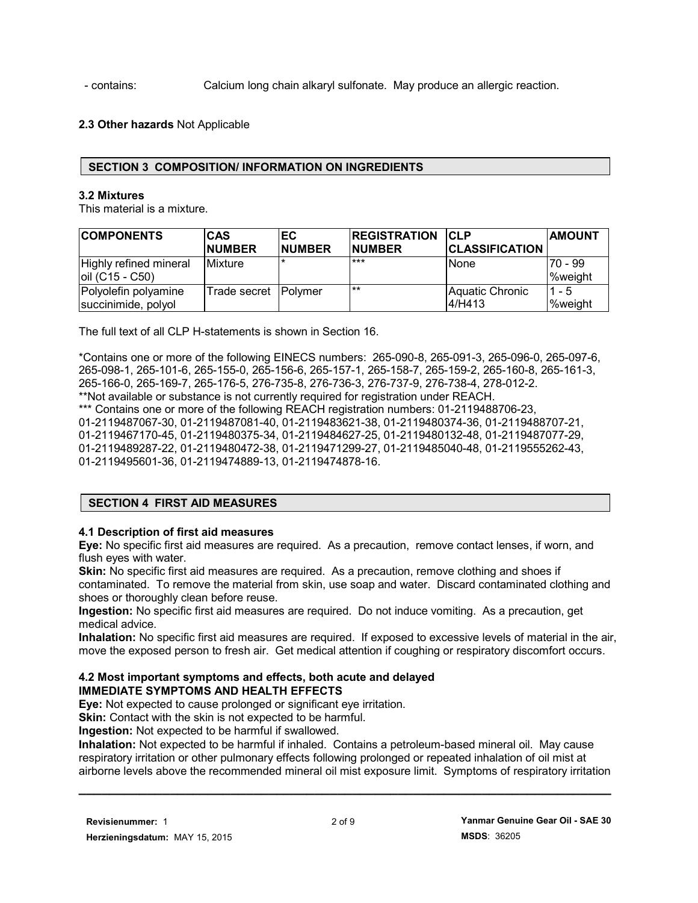- contains: Calcium long chain alkaryl sulfonate. May produce an allergic reaction.

**2.3 Other hazards** Not Applicable

## SECTION 3 COMPOSITION/ INFORMATION ON INGREDIENTS

**3.2 Mixtures**

This material is a mixture.

| COMPONENTS | CAS NUMBER | EC NUMBER | REGISTRATION NUMBER | CLP CLASSIFICATION | AMOUNT |
|---|---|---|---|---|---|
| Highly refined mineral oil (C15 - C50) | Mixture | * | *** | None | 70 - 99 %weight |
| Polyolefin polyamine succinimide, polyol | Trade secret | Polymer | ** | Aquatic Chronic 4/H413 | 1 - 5 %weight |

The full text of all CLP H-statements is shown in Section 16.

*Contains one or more of the following EINECS numbers: 265-090-8, 265-091-3, 265-096-0, 265-097-6, 265-098-1, 265-101-6, 265-155-0, 265-156-6, 265-157-1, 265-158-7, 265-159-2, 265-160-8, 265-161-3, 265-166-0, 265-169-7, 265-176-5, 276-735-8, 276-736-3, 276-737-9, 276-738-4, 278-012-2.
**Not available or substance is not currently required for registration under REACH.
*** Contains one or more of the following REACH registration numbers: 01-2119488706-23, 01-2119487067-30, 01-2119487081-40, 01-2119483621-38, 01-2119480374-36, 01-2119488707-21, 01-2119467170-45, 01-2119480375-34, 01-2119484627-25, 01-2119480132-48, 01-2119487077-29, 01-2119489287-22, 01-2119480472-38, 01-2119471299-27, 01-2119485040-48, 01-2119555262-43, 01-2119495601-36, 01-2119474889-13, 01-2119474878-16.

## SECTION 4 FIRST AID MEASURES

**4.1 Description of first aid measures**

**Eye:** No specific first aid measures are required. As a precaution, remove contact lenses, if worn, and flush eyes with water.

**Skin:** No specific first aid measures are required. As a precaution, remove clothing and shoes if contaminated. To remove the material from skin, use soap and water. Discard contaminated clothing and shoes or thoroughly clean before reuse.

**Ingestion:** No specific first aid measures are required. Do not induce vomiting. As a precaution, get medical advice.

**Inhalation:** No specific first aid measures are required. If exposed to excessive levels of material in the air, move the exposed person to fresh air. Get medical attention if coughing or respiratory discomfort occurs.

**4.2 Most important symptoms and effects, both acute and delayed**

**IMMEDIATE SYMPTOMS AND HEALTH EFFECTS**

**Eye:** Not expected to cause prolonged or significant eye irritation.

**Skin:** Contact with the skin is not expected to be harmful.

**Ingestion:** Not expected to be harmful if swallowed.

**Inhalation:** Not expected to be harmful if inhaled. Contains a petroleum-based mineral oil. May cause respiratory irritation or other pulmonary effects following prolonged or repeated inhalation of oil mist at airborne levels above the recommended mineral oil mist exposure limit. Symptoms of respiratory irritation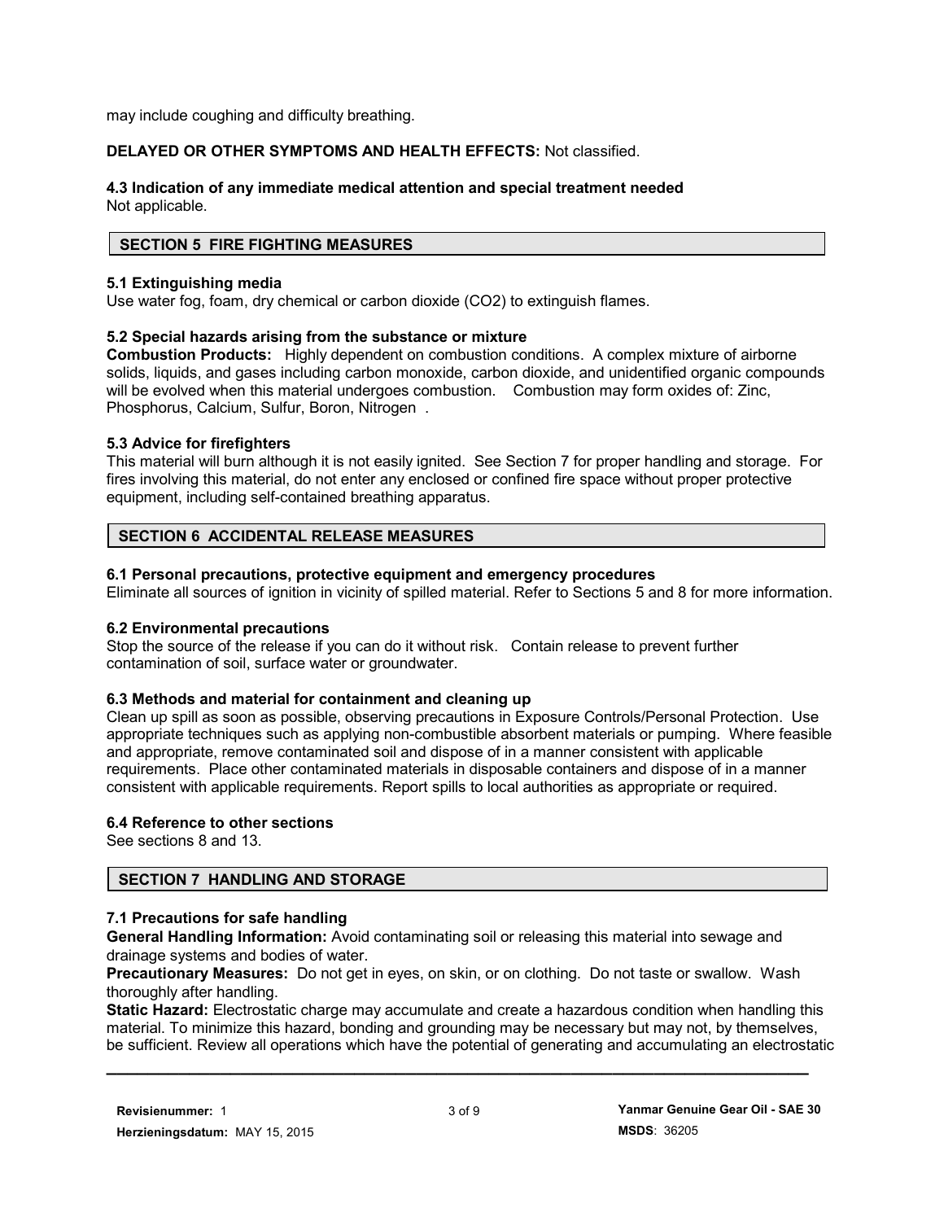may include coughing and difficulty breathing.

**DELAYED OR OTHER SYMPTOMS AND HEALTH EFFECTS:** Not classified.

### 4.3 Indication of any immediate medical attention and special treatment needed

Not applicable.

## SECTION 5 FIRE FIGHTING MEASURES

### 5.1 Extinguishing media

Use water fog, foam, dry chemical or carbon dioxide ($CO_2$) to extinguish flames.

### 5.2 Special hazards arising from the substance or mixture

**Combustion Products:** Highly dependent on combustion conditions. A complex mixture of airborne solids, liquids, and gases including carbon monoxide, carbon dioxide, and unidentified organic compounds will be evolved when this material undergoes combustion. Combustion may form oxides of: Zinc, Phosphorus, Calcium, Sulfur, Boron, Nitrogen .

### 5.3 Advice for firefighters

This material will burn although it is not easily ignited. See Section 7 for proper handling and storage. For fires involving this material, do not enter any enclosed or confined fire space without proper protective equipment, including self-contained breathing apparatus.

## SECTION 6 ACCIDENTAL RELEASE MEASURES

### 6.1 Personal precautions, protective equipment and emergency procedures

Eliminate all sources of ignition in vicinity of spilled material. Refer to Sections 5 and 8 for more information.

### 6.2 Environmental precautions

Stop the source of the release if you can do it without risk. Contain release to prevent further contamination of soil, surface water or groundwater.

### 6.3 Methods and material for containment and cleaning up

Clean up spill as soon as possible, observing precautions in Exposure Controls/Personal Protection. Use appropriate techniques such as applying non-combustible absorbent materials or pumping. Where feasible and appropriate, remove contaminated soil and dispose of in a manner consistent with applicable requirements. Place other contaminated materials in disposable containers and dispose of in a manner consistent with applicable requirements. Report spills to local authorities as appropriate or required.

### 6.4 Reference to other sections

See sections 8 and 13.

## SECTION 7 HANDLING AND STORAGE

### 7.1 Precautions for safe handling

**General Handling Information:** Avoid contaminating soil or releasing this material into sewage and drainage systems and bodies of water.

**Precautionary Measures:** Do not get in eyes, on skin, or on clothing. Do not taste or swallow. Wash thoroughly after handling.

**Static Hazard:** Electrostatic charge may accumulate and create a hazardous condition when handling this material. To minimize this hazard, bonding and grounding may be necessary but may not, by themselves, be sufficient. Review all operations which have the potential of generating and accumulating an electrostatic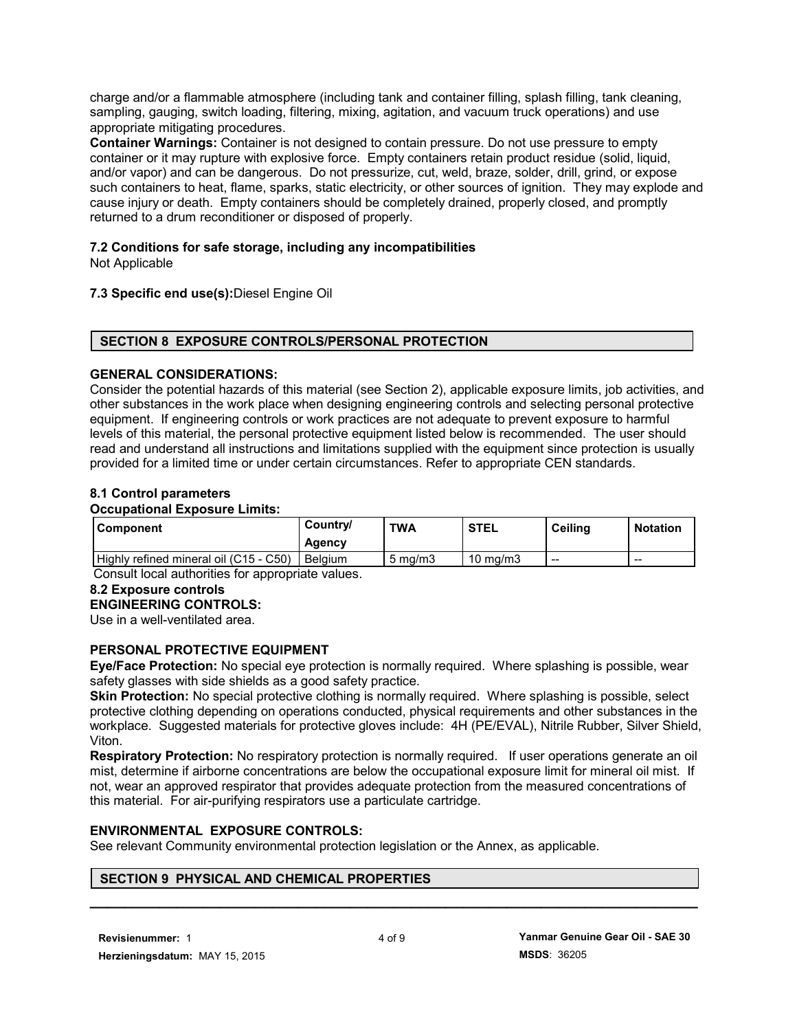charge and/or a flammable atmosphere (including tank and container filling, splash filling, tank cleaning, sampling, gauging, switch loading, filtering, mixing, agitation, and vacuum truck operations) and use appropriate mitigating procedures.

**Container Warnings:** Container is not designed to contain pressure. Do not use pressure to empty container or it may rupture with explosive force. Empty containers retain product residue (solid, liquid, and/or vapor) and can be dangerous. Do not pressurize, cut, weld, braze, solder, drill, grind, or expose such containers to heat, flame, sparks, static electricity, or other sources of ignition. They may explode and cause injury or death. Empty containers should be completely drained, properly closed, and promptly returned to a drum reconditioner or disposed of properly.

### 7.2 Conditions for safe storage, including any incompatibilities

Not Applicable

**7.3 Specific end use(s):**Diesel Engine Oil

## SECTION 8 EXPOSURE CONTROLS/PERSONAL PROTECTION

### GENERAL CONSIDERATIONS:

Consider the potential hazards of this material (see Section 2), applicable exposure limits, job activities, and other substances in the work place when designing engineering controls and selecting personal protective equipment. If engineering controls or work practices are not adequate to prevent exposure to harmful levels of this material, the personal protective equipment listed below is recommended. The user should read and understand all instructions and limitations supplied with the equipment since protection is usually provided for a limited time or under certain circumstances. Refer to appropriate CEN standards.

### 8.1 Control parameters

**Occupational Exposure Limits:**

| Component | Country/ Agency | TWA | STEL | Ceiling | Notation |
|---|---|---|---|---|---|
| Highly refined mineral oil (C15 - C50) | Belgium | 5 mg/m3 | 10 mg/m3 | -- | -- |

Consult local authorities for appropriate values.

### 8.2 Exposure controls

**ENGINEERING CONTROLS:**

Use in a well-ventilated area.

### PERSONAL PROTECTIVE EQUIPMENT

**Eye/Face Protection:** No special eye protection is normally required. Where splashing is possible, wear safety glasses with side shields as a good safety practice.

**Skin Protection:** No special protective clothing is normally required. Where splashing is possible, select protective clothing depending on operations conducted, physical requirements and other substances in the workplace. Suggested materials for protective gloves include: 4H (PE/EVAL), Nitrile Rubber, Silver Shield, Viton.

**Respiratory Protection:** No respiratory protection is normally required. If user operations generate an oil mist, determine if airborne concentrations are below the occupational exposure limit for mineral oil mist. If not, wear an approved respirator that provides adequate protection from the measured concentrations of this material. For air-purifying respirators use a particulate cartridge.

### ENVIRONMENTAL EXPOSURE CONTROLS:

See relevant Community environmental protection legislation or the Annex, as applicable.

## SECTION 9 PHYSICAL AND CHEMICAL PROPERTIES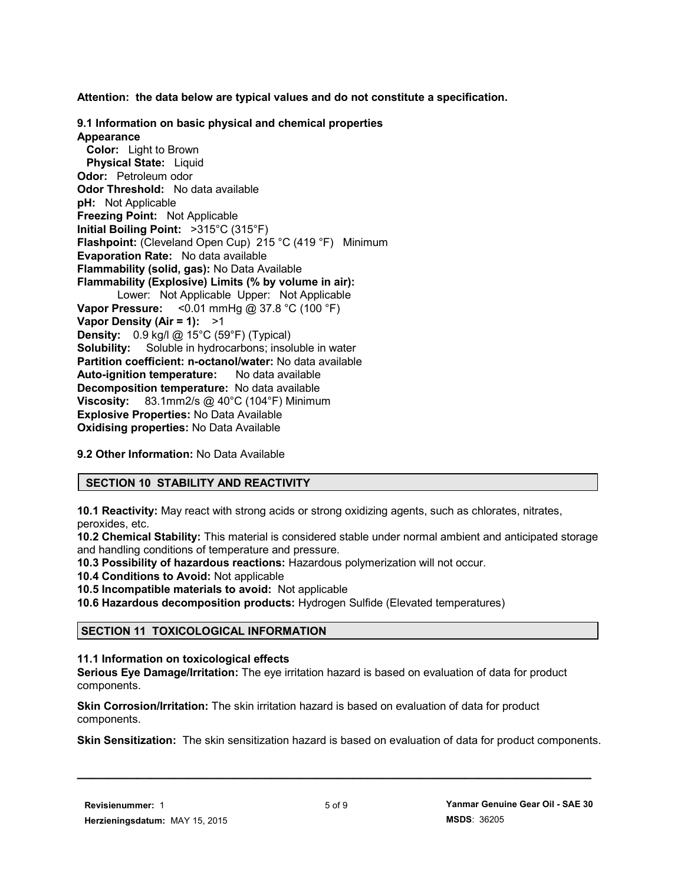**Attention: the data below are typical values and do not constitute a specification.**

**9.1 Information on basic physical and chemical properties**

**Appearance**

**Color:** Light to Brown

**Physical State:** Liquid

**Odor:** Petroleum odor

**Odor Threshold:** No data available

**pH:** Not Applicable

**Freezing Point:** Not Applicable

**Initial Boiling Point:** >315°C (315°F)

**Flashpoint:** (Cleveland Open Cup) 215 °C (419 °F) Minimum

**Evaporation Rate:** No data available

**Flammability (solid, gas):** No Data Available

**Flammability (Explosive) Limits (% by volume in air):**

Lower: Not Applicable Upper: Not Applicable

**Vapor Pressure:** <0.01 mmHg @ 37.8 °C (100 °F)

**Vapor Density (Air = 1):** >1

**Density:** 0.9 kg/l @ 15°C (59°F) (Typical)

**Solubility:** Soluble in hydrocarbons; insoluble in water

**Partition coefficient: n-octanol/water:** No data available

**Auto-ignition temperature:** No data available

**Decomposition temperature:** No data available

**Viscosity:** 83.1mm2/s @ 40°C (104°F) Minimum

**Explosive Properties:** No Data Available

**Oxidising properties:** No Data Available

**9.2 Other Information:** No Data Available

## SECTION 10 STABILITY AND REACTIVITY

**10.1 Reactivity:** May react with strong acids or strong oxidizing agents, such as chlorates, nitrates, peroxides, etc.

**10.2 Chemical Stability:** This material is considered stable under normal ambient and anticipated storage and handling conditions of temperature and pressure.

**10.3 Possibility of hazardous reactions:** Hazardous polymerization will not occur.

**10.4 Conditions to Avoid:** Not applicable

**10.5 Incompatible materials to avoid:** Not applicable

**10.6 Hazardous decomposition products:** Hydrogen Sulfide (Elevated temperatures)

## SECTION 11 TOXICOLOGICAL INFORMATION

**11.1 Information on toxicological effects**

**Serious Eye Damage/Irritation:** The eye irritation hazard is based on evaluation of data for product components.

**Skin Corrosion/Irritation:** The skin irritation hazard is based on evaluation of data for product components.

**Skin Sensitization:** The skin sensitization hazard is based on evaluation of data for product components.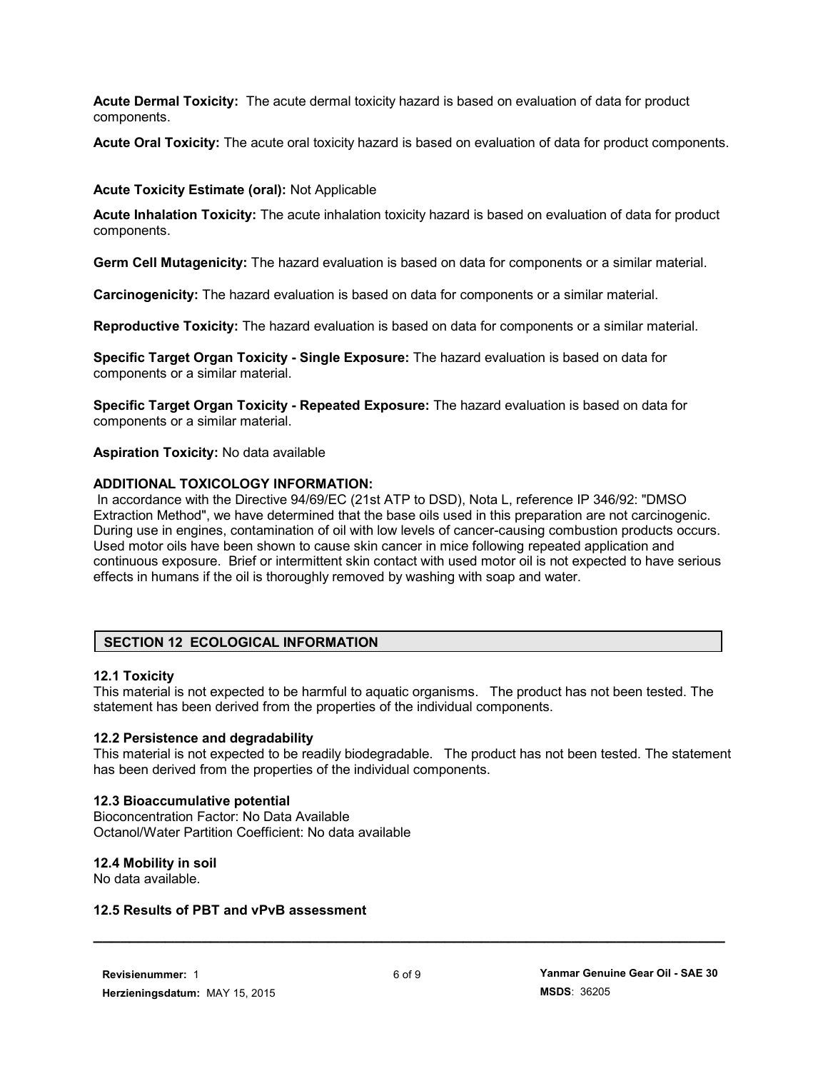**Acute Dermal Toxicity:** The acute dermal toxicity hazard is based on evaluation of data for product components.

**Acute Oral Toxicity:** The acute oral toxicity hazard is based on evaluation of data for product components.

**Acute Toxicity Estimate (oral):** Not Applicable

**Acute Inhalation Toxicity:** The acute inhalation toxicity hazard is based on evaluation of data for product components.

**Germ Cell Mutagenicity:** The hazard evaluation is based on data for components or a similar material.

**Carcinogenicity:** The hazard evaluation is based on data for components or a similar material.

**Reproductive Toxicity:** The hazard evaluation is based on data for components or a similar material.

**Specific Target Organ Toxicity - Single Exposure:** The hazard evaluation is based on data for components or a similar material.

**Specific Target Organ Toxicity - Repeated Exposure:** The hazard evaluation is based on data for components or a similar material.

**Aspiration Toxicity:** No data available

**ADDITIONAL TOXICOLOGY INFORMATION:**

In accordance with the Directive 94/69/EC (21st ATP to DSD), Nota L, reference IP 346/92: "DMSO Extraction Method", we have determined that the base oils used in this preparation are not carcinogenic. During use in engines, contamination of oil with low levels of cancer-causing combustion products occurs. Used motor oils have been shown to cause skin cancer in mice following repeated application and continuous exposure. Brief or intermittent skin contact with used motor oil is not expected to have serious effects in humans if the oil is thoroughly removed by washing with soap and water.

## SECTION 12 ECOLOGICAL INFORMATION

### 12.1 Toxicity

This material is not expected to be harmful to aquatic organisms. The product has not been tested. The statement has been derived from the properties of the individual components.

### 12.2 Persistence and degradability

This material is not expected to be readily biodegradable. The product has not been tested. The statement has been derived from the properties of the individual components.

### 12.3 Bioaccumulative potential

Bioconcentration Factor: No Data Available
Octanol/Water Partition Coefficient: No data available

### 12.4 Mobility in soil

No data available.

### 12.5 Results of PBT and vPvB assessment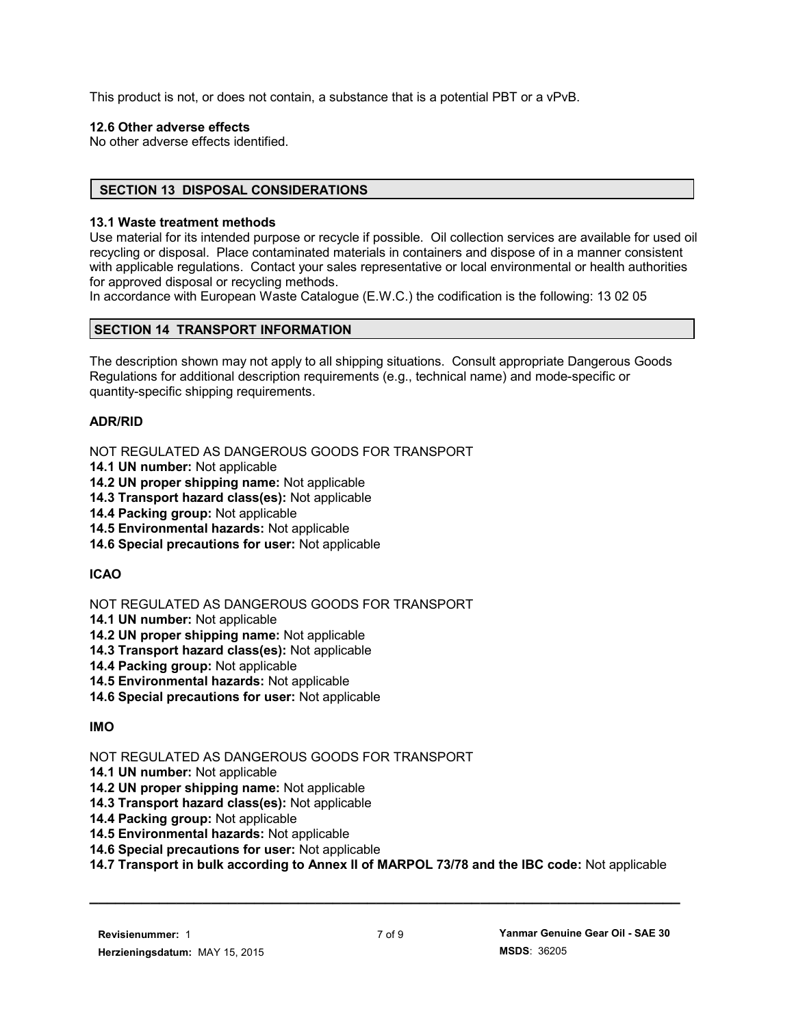This product is not, or does not contain, a substance that is a potential PBT or a vPvB.

**12.6 Other adverse effects**
No other adverse effects identified.

## SECTION 13 DISPOSAL CONSIDERATIONS

**13.1 Waste treatment methods**
Use material for its intended purpose or recycle if possible. Oil collection services are available for used oil recycling or disposal. Place contaminated materials in containers and dispose of in a manner consistent with applicable regulations. Contact your sales representative or local environmental or health authorities for approved disposal or recycling methods.
In accordance with European Waste Catalogue (E.W.C.) the codification is the following: 13 02 05

## SECTION 14 TRANSPORT INFORMATION

The description shown may not apply to all shipping situations. Consult appropriate Dangerous Goods Regulations for additional description requirements (e.g., technical name) and mode-specific or quantity-specific shipping requirements.

**ADR/RID**

NOT REGULATED AS DANGEROUS GOODS FOR TRANSPORT
**14.1 UN number:** Not applicable
**14.2 UN proper shipping name:** Not applicable
**14.3 Transport hazard class(es):** Not applicable
**14.4 Packing group:** Not applicable
**14.5 Environmental hazards:** Not applicable
**14.6 Special precautions for user:** Not applicable

**ICAO**

NOT REGULATED AS DANGEROUS GOODS FOR TRANSPORT
**14.1 UN number:** Not applicable
**14.2 UN proper shipping name:** Not applicable
**14.3 Transport hazard class(es):** Not applicable
**14.4 Packing group:** Not applicable
**14.5 Environmental hazards:** Not applicable
**14.6 Special precautions for user:** Not applicable

**IMO**

NOT REGULATED AS DANGEROUS GOODS FOR TRANSPORT
**14.1 UN number:** Not applicable
**14.2 UN proper shipping name:** Not applicable
**14.3 Transport hazard class(es):** Not applicable
**14.4 Packing group:** Not applicable
**14.5 Environmental hazards:** Not applicable
**14.6 Special precautions for user:** Not applicable
**14.7 Transport in bulk according to Annex II of MARPOL 73/78 and the IBC code:** Not applicable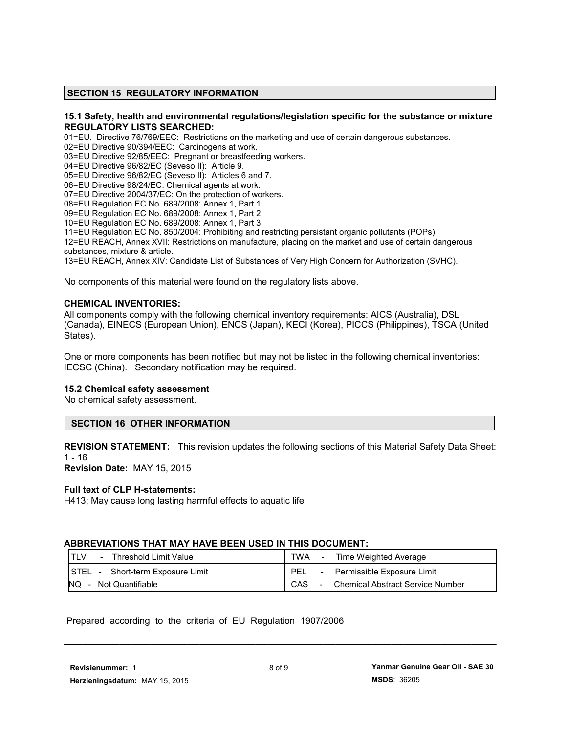## SECTION 15 REGULATORY INFORMATION

### 15.1 Safety, health and environmental regulations/legislation specific for the substance or mixture

**REGULATORY LISTS SEARCHED:**

01=EU. Directive 76/769/EEC: Restrictions on the marketing and use of certain dangerous substances.
02=EU Directive 90/394/EEC: Carcinogens at work.
03=EU Directive 92/85/EEC: Pregnant or breastfeeding workers.
04=EU Directive 96/82/EC (Seveso II): Article 9.
05=EU Directive 96/82/EC (Seveso II): Articles 6 and 7.
06=EU Directive 98/24/EC: Chemical agents at work.
07=EU Directive 2004/37/EC: On the protection of workers.
08=EU Regulation EC No. 689/2008: Annex 1, Part 1.
09=EU Regulation EC No. 689/2008: Annex 1, Part 2.
10=EU Regulation EC No. 689/2008: Annex 1, Part 3.
11=EU Regulation EC No. 850/2004: Prohibiting and restricting persistant organic pollutants (POPs).
12=EU REACH, Annex XVII: Restrictions on manufacture, placing on the market and use of certain dangerous substances, mixture & article.
13=EU REACH, Annex XIV: Candidate List of Substances of Very High Concern for Authorization (SVHC).

No components of this material were found on the regulatory lists above.

**CHEMICAL INVENTORIES:**

All components comply with the following chemical inventory requirements: AICS (Australia), DSL (Canada), EINECS (European Union), ENCS (Japan), KECI (Korea), PICCS (Philippines), TSCA (United States).

One or more components has been notified but may not be listed in the following chemical inventories: IECSC (China). Secondary notification may be required.

### 15.2 Chemical safety assessment

No chemical safety assessment.

## SECTION 16 OTHER INFORMATION

**REVISION STATEMENT:** This revision updates the following sections of this Material Safety Data Sheet: 1 - 16

**Revision Date:** MAY 15, 2015

**Full text of CLP H-statements:**

H413; May cause long lasting harmful effects to aquatic life

**ABBREVIATIONS THAT MAY HAVE BEEN USED IN THIS DOCUMENT:**

| | |
|---|---|
| TLV - Threshold Limit Value | TWA - Time Weighted Average |
| STEL - Short-term Exposure Limit | PEL - Permissible Exposure Limit |
| NQ - Not Quantifiable | CAS - Chemical Abstract Service Number |

Prepared according to the criteria of EU Regulation 1907/2006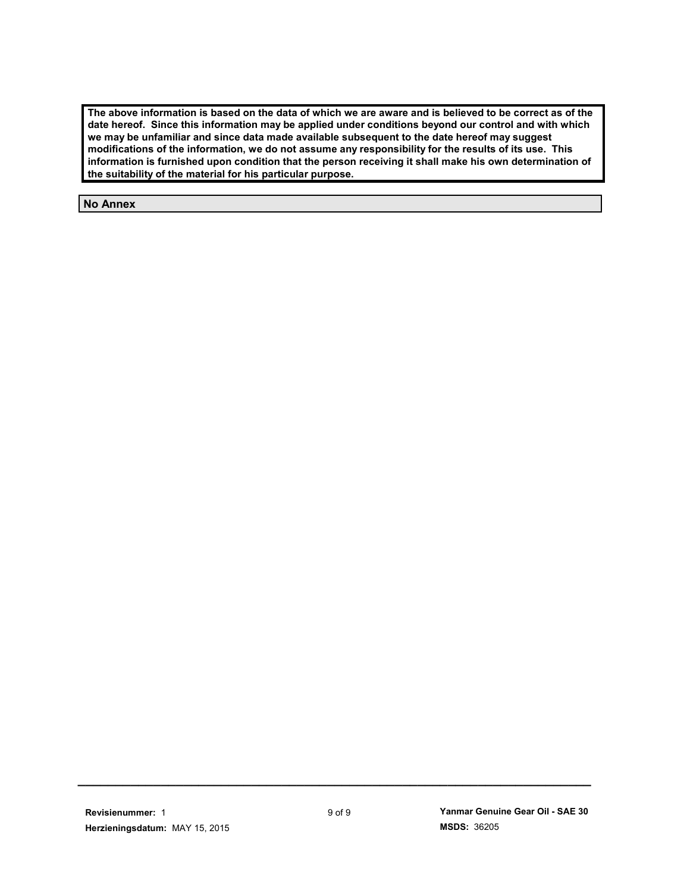**The above information is based on the data of which we are aware and is believed to be correct as of the date hereof. Since this information may be applied under conditions beyond our control and with which we may be unfamiliar and since data made available subsequent to the date hereof may suggest modifications of the information, we do not assume any responsibility for the results of its use. This information is furnished upon condition that the person receiving it shall make his own determination of the suitability of the material for his particular purpose.**

**No Annex**